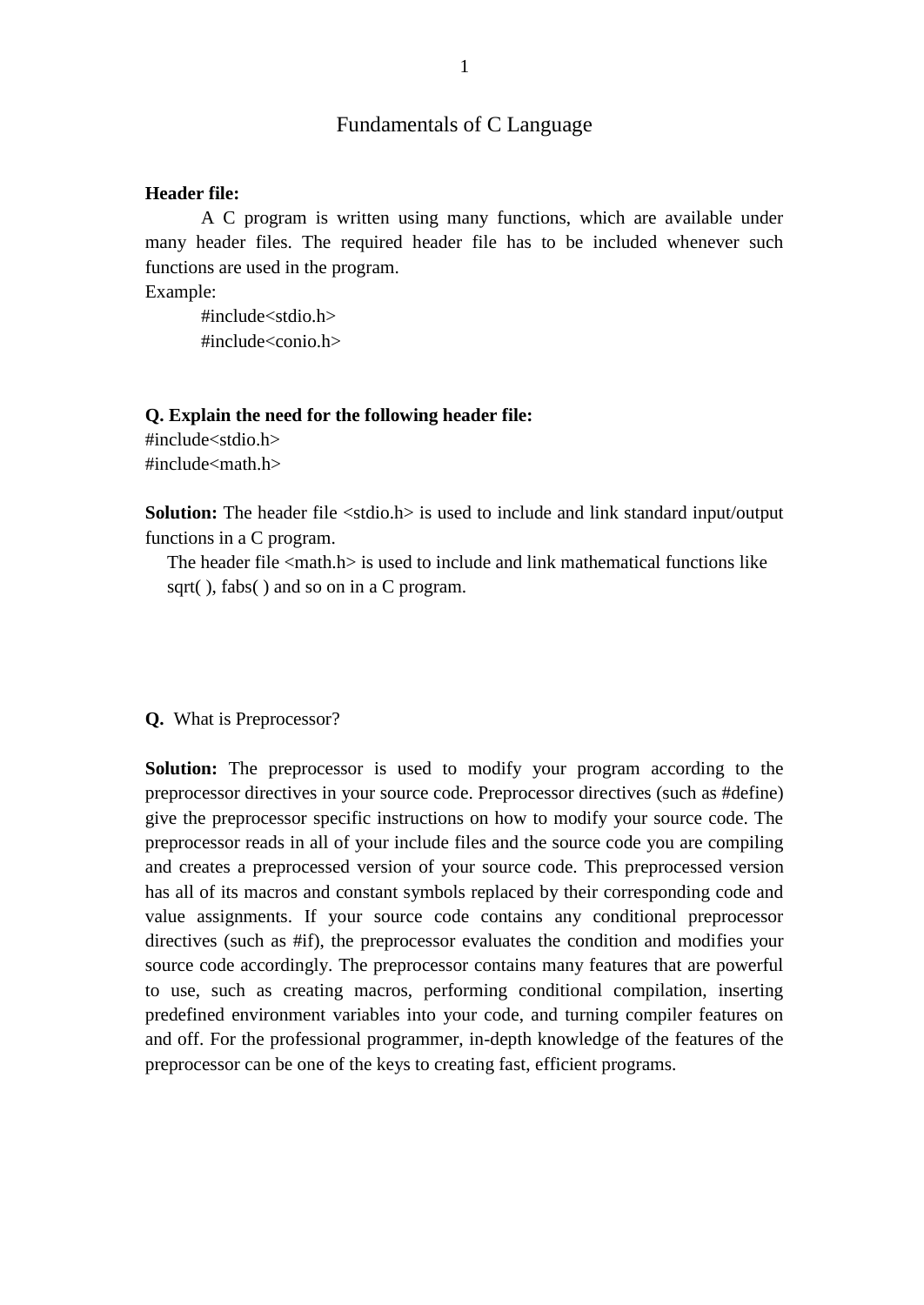# Fundamentals of C Language

**Header file:**

A C program is written using many functions, which are available under many header files. The required header file has to be included whenever such functions are used in the program.

Example:

```
#include<stdio.h>
#include<conio.h>
```

**Q. Explain the need for the following header file:**

#include<stdio.h>
#include<math.h>

**Solution:** The header file <stdio.h> is used to include and link standard input/output functions in a C program.

The header file <math.h> is used to include and link mathematical functions like sqrt( ), fabs( ) and so on in a C program.

**Q.** What is Preprocessor?

**Solution:** The preprocessor is used to modify your program according to the preprocessor directives in your source code. Preprocessor directives (such as #define) give the preprocessor specific instructions on how to modify your source code. The preprocessor reads in all of your include files and the source code you are compiling and creates a preprocessed version of your source code. This preprocessed version has all of its macros and constant symbols replaced by their corresponding code and value assignments. If your source code contains any conditional preprocessor directives (such as #if), the preprocessor evaluates the condition and modifies your source code accordingly. The preprocessor contains many features that are powerful to use, such as creating macros, performing conditional compilation, inserting predefined environment variables into your code, and turning compiler features on and off. For the professional programmer, in-depth knowledge of the features of the preprocessor can be one of the keys to creating fast, efficient programs.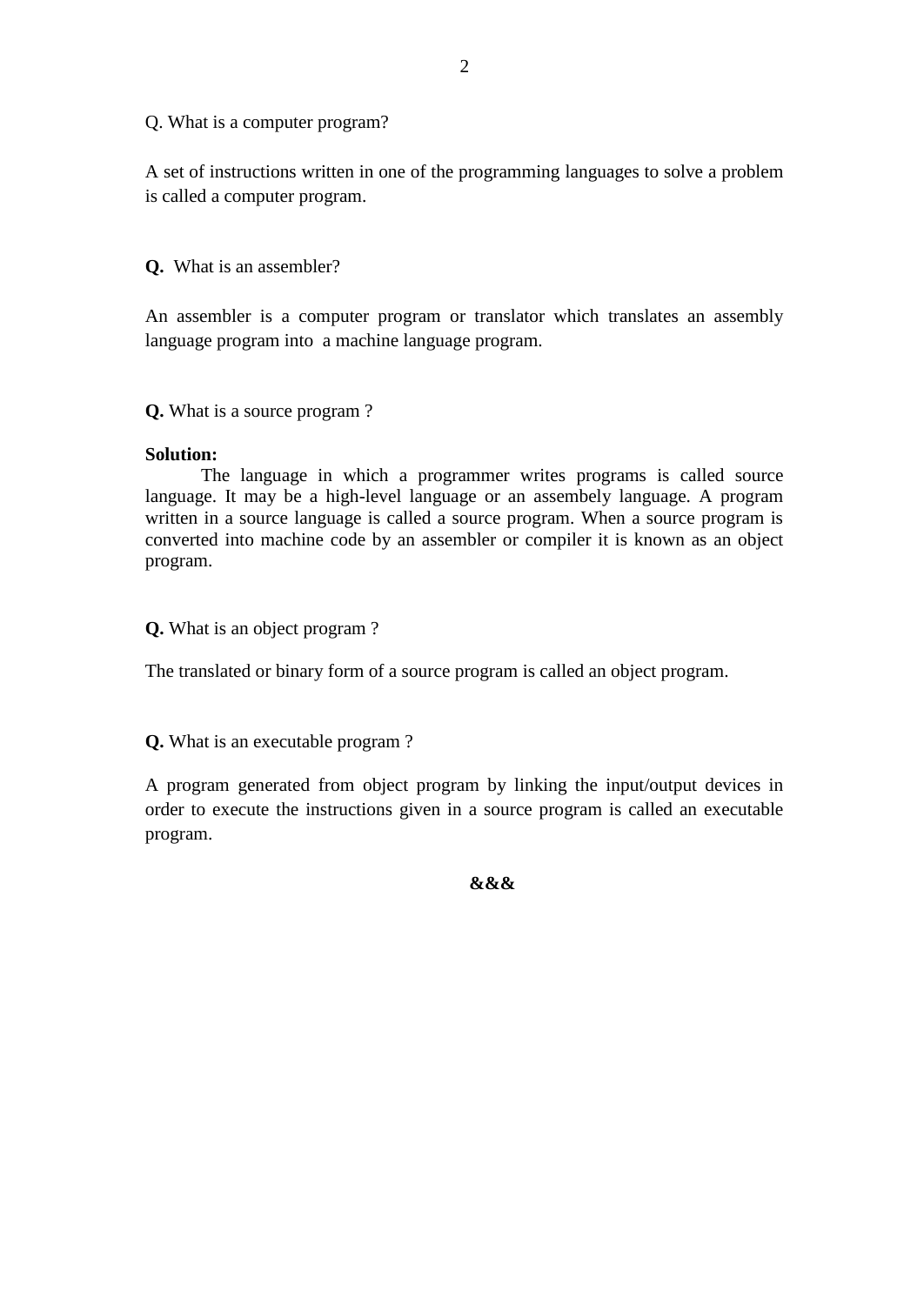Q. What is a computer program?

A set of instructions written in one of the programming languages to solve a problem is called a computer program.

**Q.** What is an assembler?

An assembler is a computer program or translator which translates an assembly language program into a machine language program.

**Q.** What is a source program ?

**Solution:**

The language in which a programmer writes programs is called source language. It may be a high-level language or an assembely language. A program written in a source language is called a source program. When a source program is converted into machine code by an assembler or compiler it is known as an object program.

**Q.** What is an object program ?

The translated or binary form of a source program is called an object program.

**Q.** What is an executable program ?

A program generated from object program by linking the input/output devices in order to execute the instructions given in a source program is called an executable program.

**&&&**